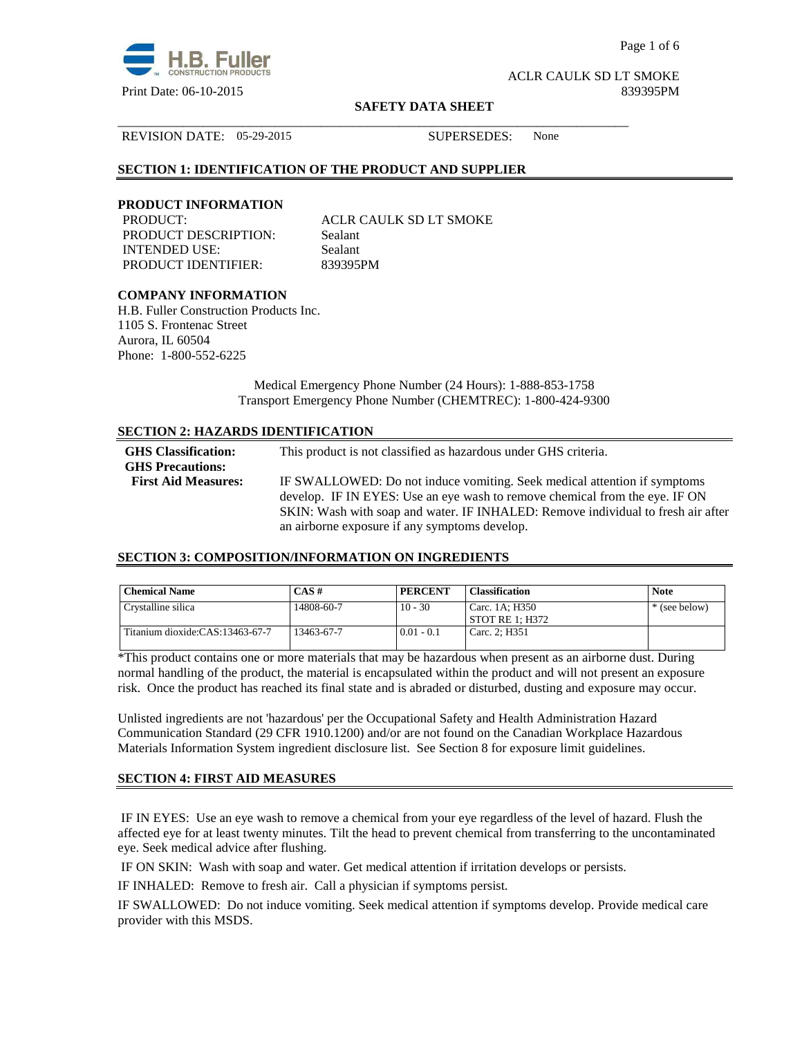ACLR CAULK SD LT SMOKE

Print Date: 06-10-2015 839395PM

**SAFETY DATA SHEET**

REVISION DATE: 05-29-2015 SUPERSEDES: None

## SECTION 1: IDENTIFICATION OF THE PRODUCT AND SUPPLIER

### PRODUCT INFORMATION

PRODUCT: ACLR CAULK SD LT SMOKE
PRODUCT DESCRIPTION: Sealant
INTENDED USE: Sealant
PRODUCT IDENTIFIER: 839395PM

### COMPANY INFORMATION

H.B. Fuller Construction Products Inc.
1105 S. Frontenac Street
Aurora, IL 60504
Phone: 1-800-552-6225

Medical Emergency Phone Number (24 Hours): 1-888-853-1758
Transport Emergency Phone Number (CHEMTREC): 1-800-424-9300

## SECTION 2: HAZARDS IDENTIFICATION

**GHS Classification:** This product is not classified as hazardous under GHS criteria.

**GHS Precautions:**

**First Aid Measures:** IF SWALLOWED: Do not induce vomiting. Seek medical attention if symptoms develop. IF IN EYES: Use an eye wash to remove chemical from the eye. IF ON SKIN: Wash with soap and water. IF INHALED: Remove individual to fresh air after an airborne exposure if any symptoms develop.

## SECTION 3: COMPOSITION/INFORMATION ON INGREDIENTS

| Chemical Name | CAS # | PERCENT | Classification | Note |
|---|---|---|---|---|
| Crystalline silica | 14808-60-7 | 10 - 30 | Carc. 1A; H350<br>STOT RE 1; H372 | * (see below) |
| Titanium dioxide:CAS:13463-67-7 | 13463-67-7 | 0.01 - 0.1 | Carc. 2; H351 | |

*This product contains one or more materials that may be hazardous when present as an airborne dust. During normal handling of the product, the material is encapsulated within the product and will not present an exposure risk. Once the product has reached its final state and is abraded or disturbed, dusting and exposure may occur.

Unlisted ingredients are not 'hazardous' per the Occupational Safety and Health Administration Hazard Communication Standard (29 CFR 1910.1200) and/or are not found on the Canadian Workplace Hazardous Materials Information System ingredient disclosure list. See Section 8 for exposure limit guidelines.

## SECTION 4: FIRST AID MEASURES

IF IN EYES: Use an eye wash to remove a chemical from your eye regardless of the level of hazard. Flush the affected eye for at least twenty minutes. Tilt the head to prevent chemical from transferring to the uncontaminated eye. Seek medical advice after flushing.

IF ON SKIN: Wash with soap and water. Get medical attention if irritation develops or persists.

IF INHALED: Remove to fresh air. Call a physician if symptoms persist.

IF SWALLOWED: Do not induce vomiting. Seek medical attention if symptoms develop. Provide medical care provider with this MSDS.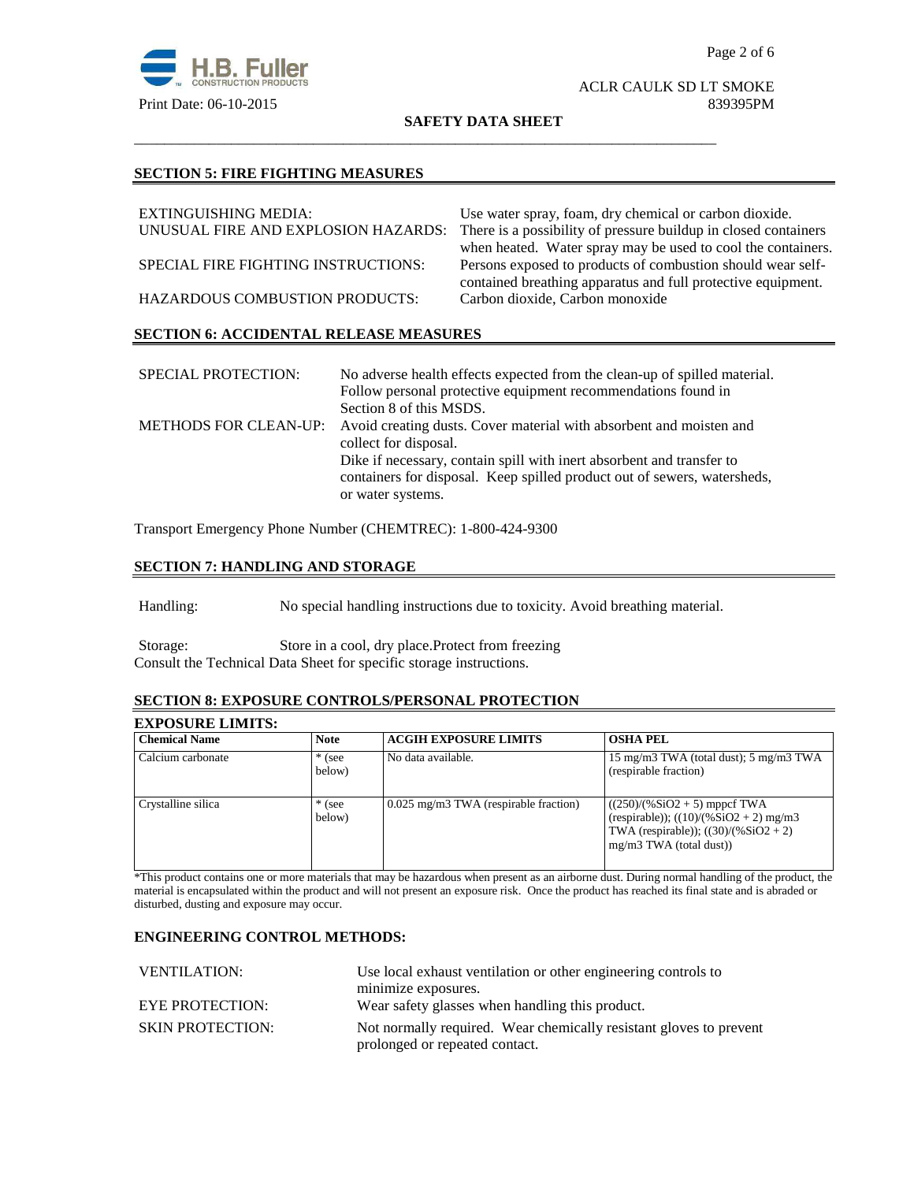## SECTION 5: FIRE FIGHTING MEASURES

| | |
|---|---|
| EXTINGUISHING MEDIA: | Use water spray, foam, dry chemical or carbon dioxide. |
| UNUSUAL FIRE AND EXPLOSION HAZARDS: | There is a possibility of pressure buildup in closed containers when heated. Water spray may be used to cool the containers. |
| SPECIAL FIRE FIGHTING INSTRUCTIONS: | Persons exposed to products of combustion should wear self-contained breathing apparatus and full protective equipment. |
| HAZARDOUS COMBUSTION PRODUCTS: | Carbon dioxide, Carbon monoxide |

## SECTION 6: ACCIDENTAL RELEASE MEASURES

| | |
|---|---|
| SPECIAL PROTECTION: | No adverse health effects expected from the clean-up of spilled material. Follow personal protective equipment recommendations found in Section 8 of this MSDS. |
| METHODS FOR CLEAN-UP: | Avoid creating dusts. Cover material with absorbent and moisten and collect for disposal.<br>Dike if necessary, contain spill with inert absorbent and transfer to containers for disposal. Keep spilled product out of sewers, watersheds, or water systems. |

Transport Emergency Phone Number (CHEMTREC): 1-800-424-9300

## SECTION 7: HANDLING AND STORAGE

Handling: No special handling instructions due to toxicity. Avoid breathing material.

Storage: Store in a cool, dry place.Protect from freezing

Consult the Technical Data Sheet for specific storage instructions.

## SECTION 8: EXPOSURE CONTROLS/PERSONAL PROTECTION

### EXPOSURE LIMITS:

| Chemical Name | Note | ACGIH EXPOSURE LIMITS | OSHA PEL |
|---|---|---|---|
| Calcium carbonate | * (see below) | No data available. | 15 mg/m3 TWA (total dust); 5 mg/m3 TWA (respirable fraction) |
| Crystalline silica | * (see below) | 0.025 mg/m3 TWA (respirable fraction) | $((250)/(\%SiO_2 + 5)$ mppcf TWA (respirable)); $((10)/(\%SiO_2 + 2)$ mg/m3 TWA (respirable)); $((30)/(\%SiO_2 + 2)$ mg/m3 TWA (total dust)) |

*This product contains one or more materials that may be hazardous when present as an airborne dust. During normal handling of the product, the material is encapsulated within the product and will not present an exposure risk. Once the product has reached its final state and is abraded or disturbed, dusting and exposure may occur.

### ENGINEERING CONTROL METHODS:

| | |
|---|---|
| VENTILATION: | Use local exhaust ventilation or other engineering controls to minimize exposures. |
| EYE PROTECTION: | Wear safety glasses when handling this product. |
| SKIN PROTECTION: | Not normally required. Wear chemically resistant gloves to prevent prolonged or repeated contact. |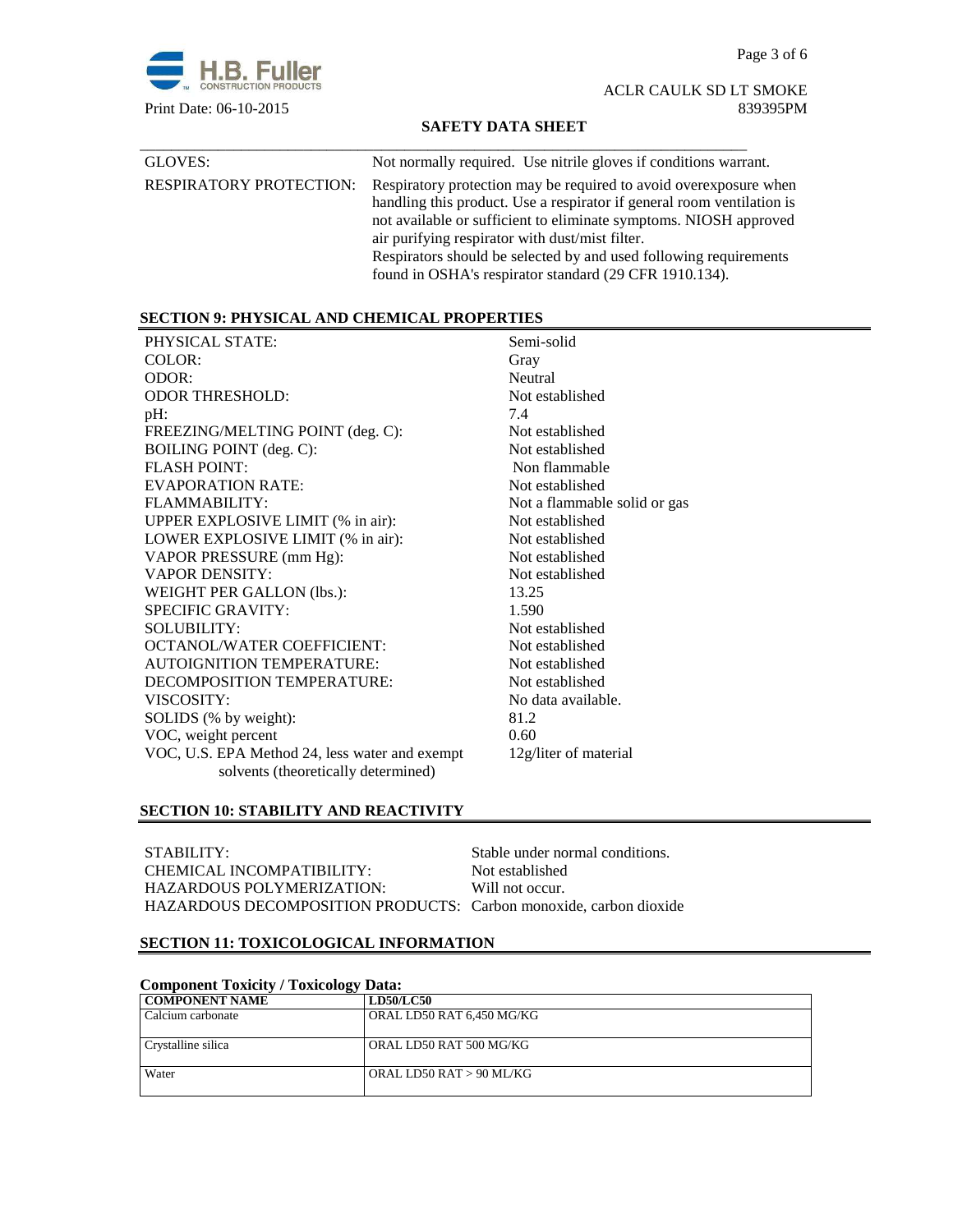| | |
|---|---|
| GLOVES: | Not normally required. Use nitrile gloves if conditions warrant. |
| RESPIRATORY PROTECTION: | Respiratory protection may be required to avoid overexposure when handling this product. Use a respirator if general room ventilation is not available or sufficient to eliminate symptoms. NIOSH approved air purifying respirator with dust/mist filter. Respirators should be selected by and used following requirements found in OSHA's respirator standard (29 CFR 1910.134). |

## SECTION 9: PHYSICAL AND CHEMICAL PROPERTIES

| | |
|---|---|
| PHYSICAL STATE: | Semi-solid |
| COLOR: | Gray |
| ODOR: | Neutral |
| ODOR THRESHOLD: | Not established |
| pH: | 7.4 |
| FREEZING/MELTING POINT (deg. C): | Not established |
| BOILING POINT (deg. C): | Not established |
| FLASH POINT: | Non flammable |
| EVAPORATION RATE: | Not established |
| FLAMMABILITY: | Not a flammable solid or gas |
| UPPER EXPLOSIVE LIMIT (% in air): | Not established |
| LOWER EXPLOSIVE LIMIT (% in air): | Not established |
| VAPOR PRESSURE (mm Hg): | Not established |
| VAPOR DENSITY: | Not established |
| WEIGHT PER GALLON (lbs.): | 13.25 |
| SPECIFIC GRAVITY: | 1.590 |
| SOLUBILITY: | Not established |
| OCTANOL/WATER COEFFICIENT: | Not established |
| AUTOIGNITION TEMPERATURE: | Not established |
| DECOMPOSITION TEMPERATURE: | Not established |
| VISCOSITY: | No data available. |
| SOLIDS (% by weight): | 81.2 |
| VOC, weight percent | 0.60 |
| VOC, U.S. EPA Method 24, less water and exempt solvents (theoretically determined) | 12g/liter of material |

## SECTION 10: STABILITY AND REACTIVITY

| | |
|---|---|
| STABILITY: | Stable under normal conditions. |
| CHEMICAL INCOMPATIBILITY: | Not established |
| HAZARDOUS POLYMERIZATION: | Will not occur. |
| HAZARDOUS DECOMPOSITION PRODUCTS: | Carbon monoxide, carbon dioxide |

## SECTION 11: TOXICOLOGICAL INFORMATION

**Component Toxicity / Toxicology Data:**

| COMPONENT NAME | LD50/LC50 |
|---|---|
| Calcium carbonate | ORAL LD50 RAT 6,450 MG/KG |
| Crystalline silica | ORAL LD50 RAT 500 MG/KG |
| Water | ORAL LD50 RAT > 90 ML/KG |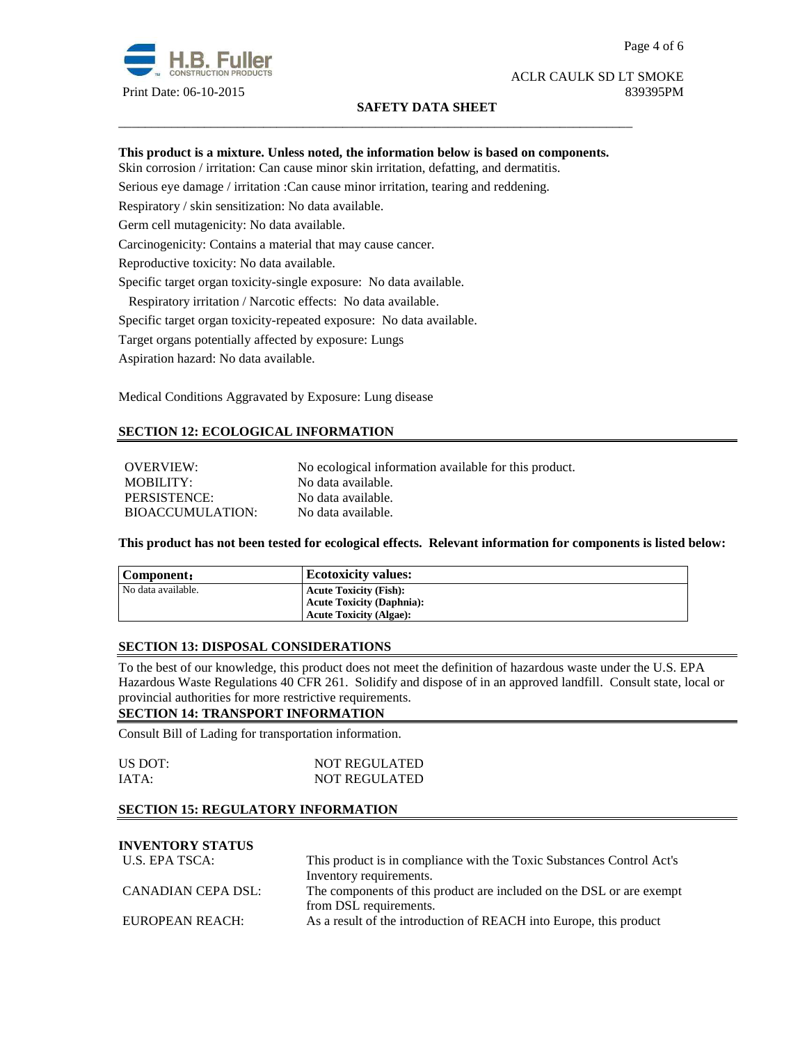**This product is a mixture. Unless noted, the information below is based on components.**

Skin corrosion / irritation: Can cause minor skin irritation, defatting, and dermatitis.

Serious eye damage / irritation :Can cause minor irritation, tearing and reddening.

Respiratory / skin sensitization: No data available.

Germ cell mutagenicity: No data available.

Carcinogenicity: Contains a material that may cause cancer.

Reproductive toxicity: No data available.

Specific target organ toxicity-single exposure: No data available.

Respiratory irritation / Narcotic effects: No data available.

Specific target organ toxicity-repeated exposure: No data available.

Target organs potentially affected by exposure: Lungs

Aspiration hazard: No data available.

Medical Conditions Aggravated by Exposure: Lung disease

## SECTION 12: ECOLOGICAL INFORMATION

| | |
|---|---|
| OVERVIEW: | No ecological information available for this product. |
| MOBILITY: | No data available. |
| PERSISTENCE: | No data available. |
| BIOACCUMULATION: | No data available. |

**This product has not been tested for ecological effects. Relevant information for components is listed below:**

| Component: | Ecotoxicity values: |
|---|---|
| No data available. | **Acute Toxicity (Fish):**<br>**Acute Toxicity (Daphnia):**<br>**Acute Toxicity (Algae):** |

## SECTION 13: DISPOSAL CONSIDERATIONS

To the best of our knowledge, this product does not meet the definition of hazardous waste under the U.S. EPA Hazardous Waste Regulations 40 CFR 261. Solidify and dispose of in an approved landfill. Consult state, local or provincial authorities for more restrictive requirements.

## SECTION 14: TRANSPORT INFORMATION

Consult Bill of Lading for transportation information.

| | |
|---|---|
| US DOT: | NOT REGULATED |
| IATA: | NOT REGULATED |

## SECTION 15: REGULATORY INFORMATION

**INVENTORY STATUS**

| | |
|---|---|
| U.S. EPA TSCA: | This product is in compliance with the Toxic Substances Control Act's Inventory requirements. |
| CANADIAN CEPA DSL: | The components of this product are included on the DSL or are exempt from DSL requirements. |
| EUROPEAN REACH: | As a result of the introduction of REACH into Europe, this product |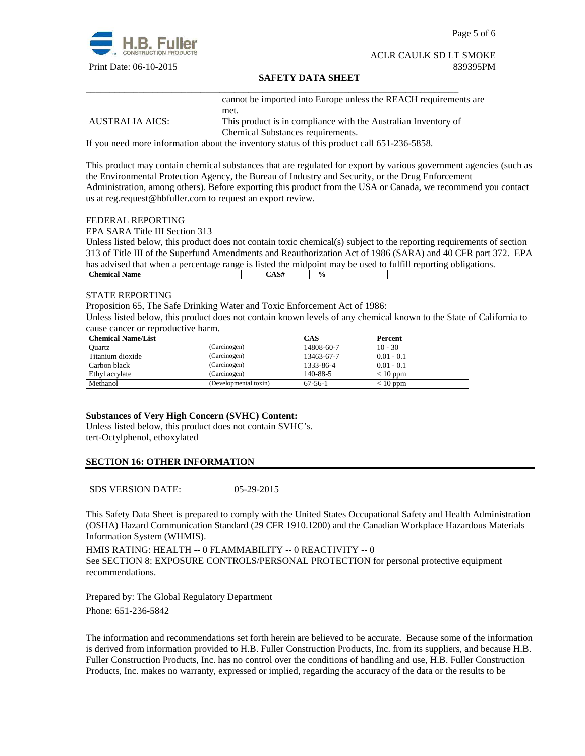| | |
|---|---|
| | cannot be imported into Europe unless the REACH requirements are met. |
| AUSTRALIA AICS: | This product is in compliance with the Australian Inventory of Chemical Substances requirements. |

If you need more information about the inventory status of this product call 651-236-5858.

This product may contain chemical substances that are regulated for export by various government agencies (such as the Environmental Protection Agency, the Bureau of Industry and Security, or the Drug Enforcement Administration, among others). Before exporting this product from the USA or Canada, we recommend you contact us at reg.request@hbfuller.com to request an export review.

FEDERAL REPORTING

EPA SARA Title III Section 313

Unless listed below, this product does not contain toxic chemical(s) subject to the reporting requirements of section 313 of Title III of the Superfund Amendments and Reauthorization Act of 1986 (SARA) and 40 CFR part 372. EPA has advised that when a percentage range is listed the midpoint may be used to fulfill reporting obligations.

| Chemical Name | CAS# | % |
|---|---|---|

STATE REPORTING

Proposition 65, The Safe Drinking Water and Toxic Enforcement Act of 1986:

Unless listed below, this product does not contain known levels of any chemical known to the State of California to cause cancer or reproductive harm.

| Chemical Name/List | | CAS | Percent |
|---|---|---|---|
| Quartz | (Carcinogen) | 14808-60-7 | 10 - 30 |
| Titanium dioxide | (Carcinogen) | 13463-67-7 | 0.01 - 0.1 |
| Carbon black | (Carcinogen) | 1333-86-4 | 0.01 - 0.1 |
| Ethyl acrylate | (Carcinogen) | 140-88-5 | < 10 ppm |
| Methanol | (Developmental toxin) | 67-56-1 | < 10 ppm |

**Substances of Very High Concern (SVHC) Content:**

Unless listed below, this product does not contain SVHC's.
tert-Octylphenol, ethoxylated

## SECTION 16: OTHER INFORMATION

SDS VERSION DATE: 05-29-2015

This Safety Data Sheet is prepared to comply with the United States Occupational Safety and Health Administration (OSHA) Hazard Communication Standard (29 CFR 1910.1200) and the Canadian Workplace Hazardous Materials Information System (WHMIS).

HMIS RATING: HEALTH -- 0 FLAMMABILITY -- 0 REACTIVITY -- 0

See SECTION 8: EXPOSURE CONTROLS/PERSONAL PROTECTION for personal protective equipment recommendations.

Prepared by: The Global Regulatory Department

Phone: 651-236-5842

The information and recommendations set forth herein are believed to be accurate. Because some of the information is derived from information provided to H.B. Fuller Construction Products, Inc. from its suppliers, and because H.B. Fuller Construction Products, Inc. has no control over the conditions of handling and use, H.B. Fuller Construction Products, Inc. makes no warranty, expressed or implied, regarding the accuracy of the data or the results to be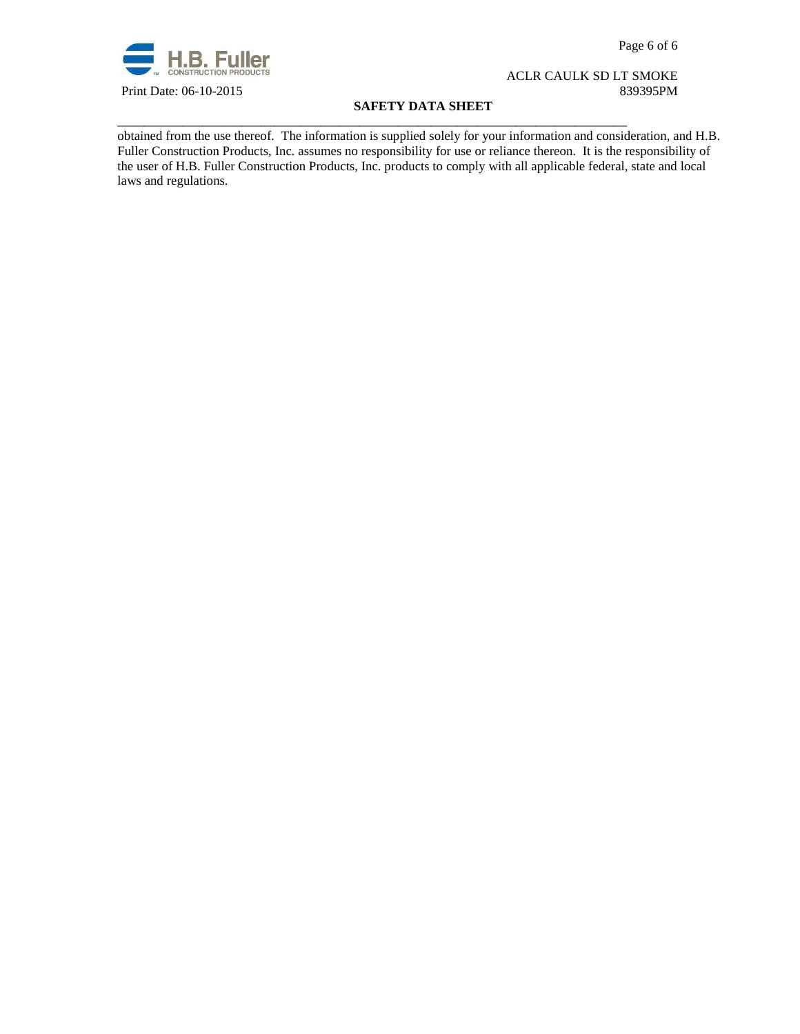obtained from the use thereof. The information is supplied solely for your information and consideration, and H.B. Fuller Construction Products, Inc. assumes no responsibility for use or reliance thereon. It is the responsibility of the user of H.B. Fuller Construction Products, Inc. products to comply with all applicable federal, state and local laws and regulations.